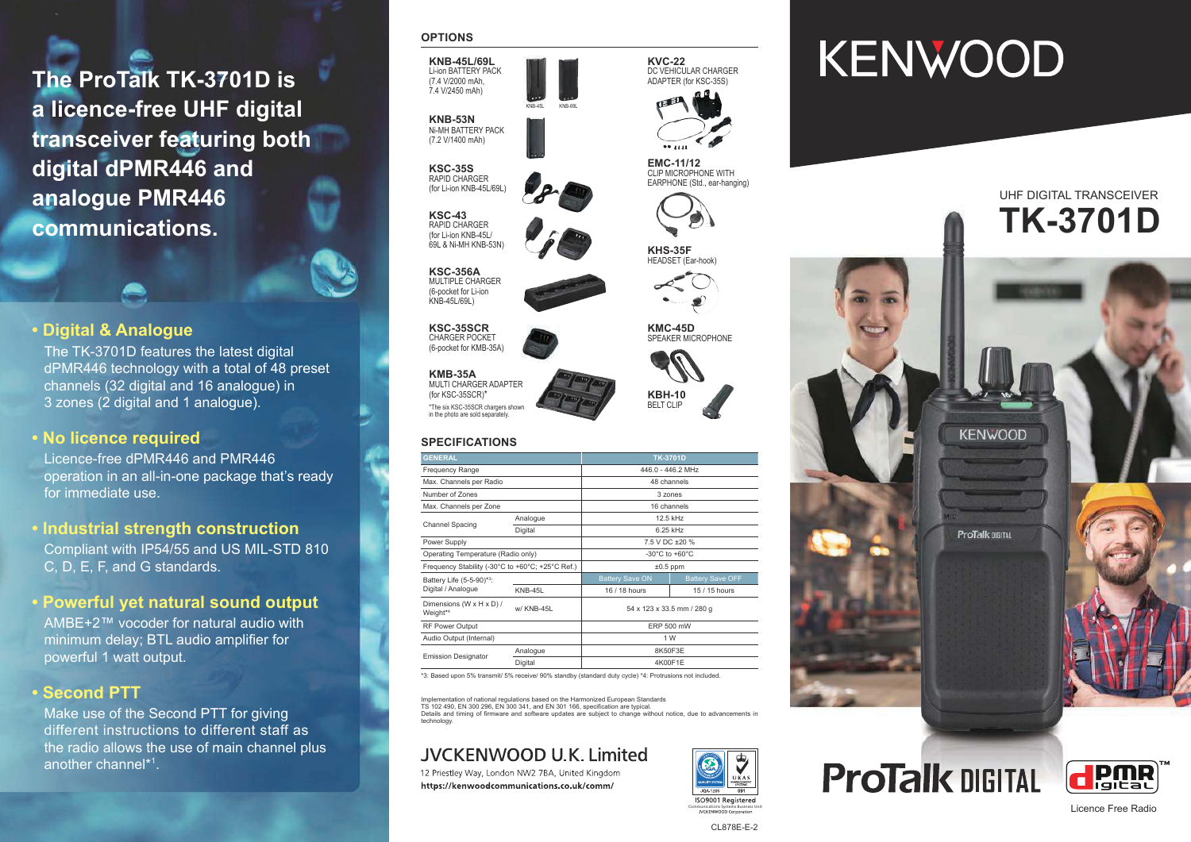# The ProTalk TK-3701D is a licence-free UHF digital transceiver featuring both digital dPMR446 and analogue PMR446 communications.

## • Digital & Analogue

The TK-3701D features the latest digital dPMR446 technology with a total of 48 preset channels (32 digital and 16 analogue) in 3 zones (2 digital and 1 analogue).

## • No licence required

Licence-free dPMR446 and PMR446 operation in an all-in-one package that's ready for immediate use.

## • Industrial strength construction

Compliant with IP54/55 and US MIL-STD 810 C, D, E, F, and G standards.

## • Powerful yet natural sound output

AMBE+2™ vocoder for natural audio with minimum delay; BTL audio amplifier for powerful 1 watt output.

## • Second PTT

Make use of the Second PTT for giving different instructions to different staff as the radio allows the use of main channel plus another channel*1.

## OPTIONS

**KNB-45L/69L**
Li-ion BATTERY PACK
(7.4 V/2000 mAh, 7.4 V/2450 mAh)

KNB-45L KNB-69L

**KNB-53N**
Ni-MH BATTERY PACK
(7.2 V/1400 mAh)

**KSC-35S**
RAPID CHARGER
(for Li-ion KNB-45L/69L)

**KSC-43**
RAPID CHARGER
(for Li-ion KNB-45L/ 69L & Ni-MH KNB-53N)

**KSC-356A**
MULTIPLE CHARGER
(6-pocket for Li-ion KNB-45L/69L)

**KSC-35SCR**
CHARGER POCKET
(6-pocket for KMB-35A)

**KMB-35A**
MULTI CHARGER ADAPTER
(for KSC-35SCR)*

*The six KSC-35SCR chargers shown in the photo are sold separately.

**KVC-22**
DC VEHICULAR CHARGER ADAPTER (for KSC-35S)

**EMC-11/12**
CLIP MICROPHONE WITH EARPHONE (Std., ear-hanging)

**KHS-35F**
HEADSET (Ear-hook)

**KMC-45D**
SPEAKER MICROPHONE

**KBH-10**
BELT CLIP

## SPECIFICATIONS

| GENERAL | | TK-3701D | |
|---|---|---|---|
| Frequency Range | | 446.0 - 446.2 MHz | |
| Max. Channels per Radio | | 48 channels | |
| Number of Zones | | 3 zones | |
| Max. Channels per Zone | | 16 channels | |
| Channel Spacing | Analogue | 12.5 kHz | |
| | Digital | 6.25 kHz | |
| Power Supply | | 7.5 V DC ±20 % | |
| Operating Temperature (Radio only) | | -30°C to +60°C | |
| Frequency Stability (-30°C to +60°C; +25°C Ref.) | | ±0.5 ppm | |
| Battery Life (5-5-90)*3: Digital / Analogue | | Battery Save ON | Battery Save OFF |
| | KNB-45L | 16 / 18 hours | 15 / 15 hours |
| Dimensions (W x H x D) / Weight*4 | w/ KNB-45L | 54 x 123 x 33.5 mm / 280 g | |
| RF Power Output | | ERP 500 mW | |
| Audio Output (Internal) | | 1 W | |
| Emission Designator | Analogue | 8K50F3E | |
| | Digital | 4K00F1E | |

*3: Based upon 5% transmit/ 5% receive/ 90% standby (standard duty cycle) *4: Protrusions not included.

Implementation of national regulations based on the Harmonized European Standards TS 102 490, EN 300 296, EN 300 341, and EN 301 166, specification are typical.
Details and timing of firmware and software updates are subject to change without notice, due to advancements in technology.

**JVCKENWOOD U.K. Limited**
12 Priestley Way, London NW2 7BA, United Kingdom
**https://kenwoodcommunications.co.uk/comm/**

ISO9001 Registered
Communications Systems Business Unit
JVCKENWOOD Corporation

CL878E-E-2

# KENWOOD

UHF DIGITAL TRANSCEIVER

# TK-3701D

ProTalk DIGITAL

dPMR Digital™

Licence Free Radio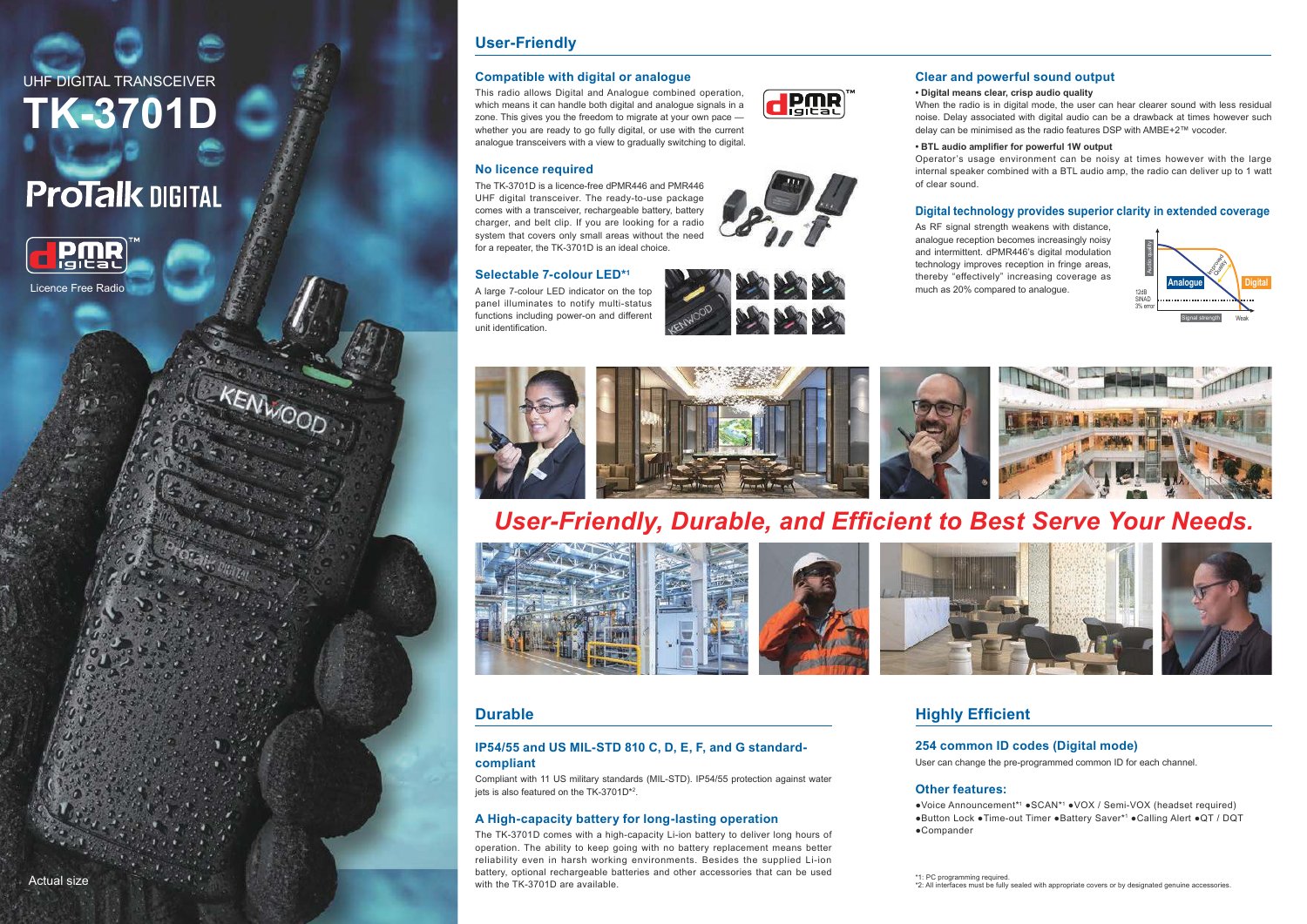UHF DIGITAL TRANSCEIVER

# TK-3701D

ProTalk DIGITAL

Licence Free Radio

Actual size

## User-Friendly

### Compatible with digital or analogue

This radio allows Digital and Analogue combined operation, which means it can handle both digital and analogue signals in a zone. This gives you the freedom to migrate at your own pace — whether you are ready to go fully digital, or use with the current analogue transceivers with a view to gradually switching to digital.

### No licence required

The TK-3701D is a licence-free dPMR446 and PMR446 UHF digital transceiver. The ready-to-use package comes with a transceiver, rechargeable battery, battery charger, and belt clip. If you are looking for a radio system that covers only small areas without the need for a repeater, the TK-3701D is an ideal choice.

### Selectable 7-colour LED*1

A large 7-colour LED indicator on the top panel illuminates to notify multi-status functions including power-on and different unit identification.

### Clear and powerful sound output

**• Digital means clear, crisp audio quality**

When the radio is in digital mode, the user can hear clearer sound with less residual noise. Delay associated with digital audio can be a drawback at times however such delay can be minimised as the radio features DSP with AMBE+2™ vocoder.

**• BTL audio amplifier for powerful 1W output**

Operator's usage environment can be noisy at times however with the large internal speaker combined with a BTL audio amp, the radio can deliver up to 1 watt of clear sound.

### Digital technology provides superior clarity in extended coverage

As RF signal strength weakens with distance, analogue reception becomes increasingly noisy and intermittent. dPMR446's digital modulation technology improves reception in fringe areas, thereby "effectively" increasing coverage as much as 20% compared to analogue.

Audio quality
Improved Quality
Analogue
Digital
12dB SINAD
3% error
Signal strength
Weak

## *User-Friendly, Durable, and Efficient to Best Serve Your Needs.*

## Durable

### IP54/55 and US MIL-STD 810 C, D, E, F, and G standard-compliant

Compliant with 11 US military standards (MIL-STD). IP54/55 protection against water jets is also featured on the TK-3701D*2.

### A High-capacity battery for long-lasting operation

The TK-3701D comes with a high-capacity Li-ion battery to deliver long hours of operation. The ability to keep going with no battery replacement means better reliability even in harsh working environments. Besides the supplied Li-ion battery, optional rechargeable batteries and other accessories that can be used with the TK-3701D are available.

## Highly Efficient

### 254 common ID codes (Digital mode)

User can change the pre-programmed common ID for each channel.

### Other features:

●Voice Announcement*1 ●SCAN*1 ●VOX / Semi-VOX (headset required) ●Button Lock ●Time-out Timer ●Battery Saver*1 ●Calling Alert ●QT / DQT ●Compander

*1: PC programming required.
*2: All interfaces must be fully sealed with appropriate covers or by designated genuine accessories.